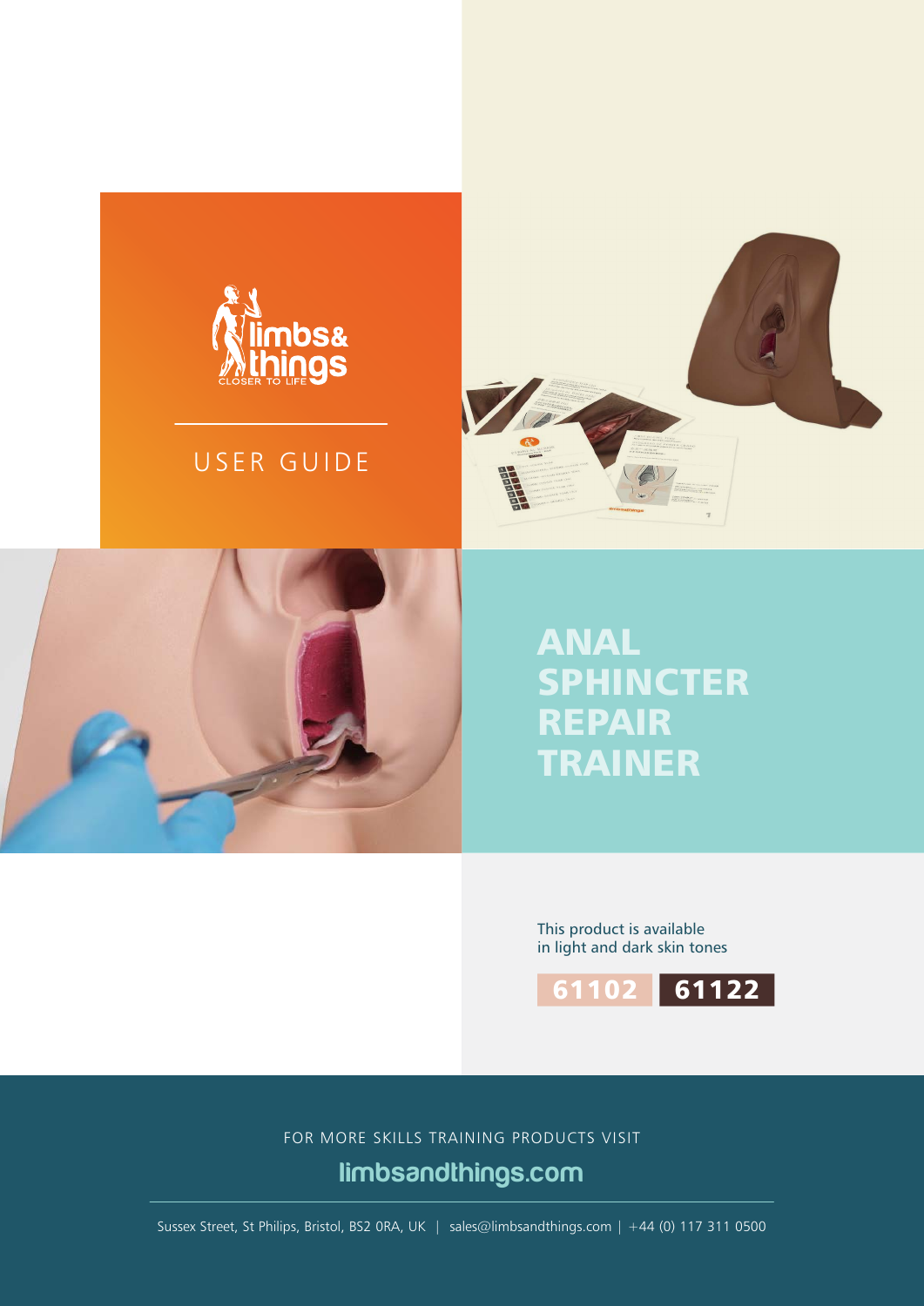limbs& things
CLOSER TO LIFE

USER GUIDE

# ANAL SPHINCTER REPAIR TRAINER

This product is available in light and dark skin tones

61102 | 61122

FOR MORE SKILLS TRAINING PRODUCTS VISIT

limbsandthings.com

Sussex Street, St Philips, Bristol, BS2 0RA, UK | sales@limbsandthings.com | +44 (0) 117 311 0500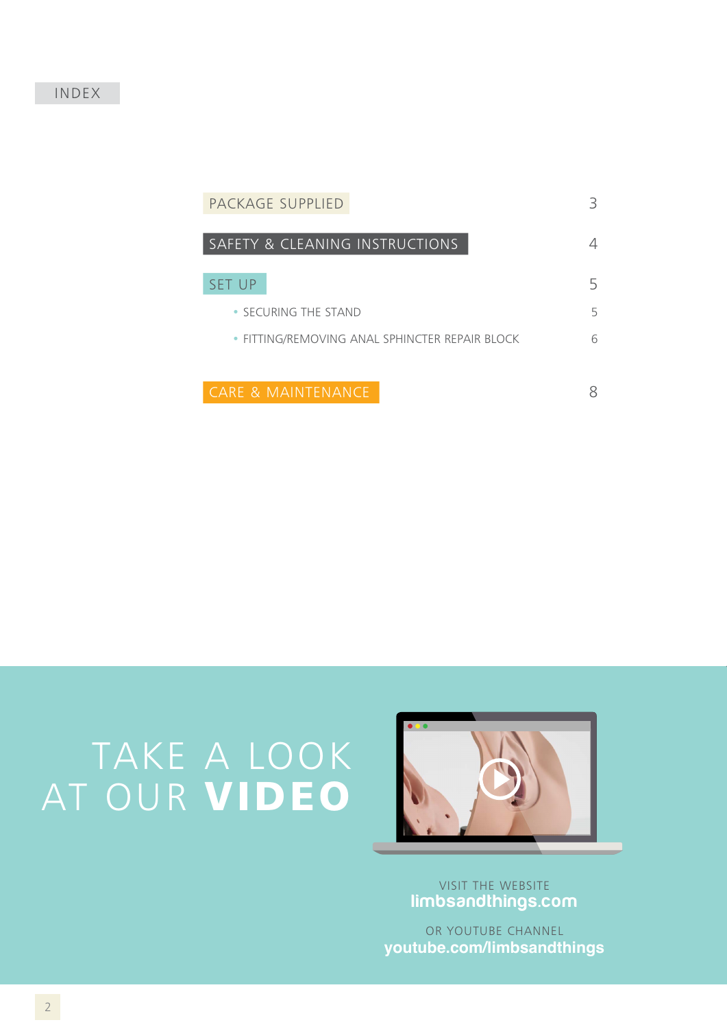# INDEX

| | |
|---|---|
| PACKAGE SUPPLIED | 3 |
| SAFETY & CLEANING INSTRUCTIONS | 4 |
| SET UP | 5 |
| • SECURING THE STAND | 5 |
| • FITTING/REMOVING ANAL SPHINCTER REPAIR BLOCK | 6 |
| CARE & MAINTENANCE | 8 |

## TAKE A LOOK AT OUR **VIDEO**

VISIT THE WEBSITE
**limbsandthings.com**

OR YOUTUBE CHANNEL
**youtube.com/limbsandthings**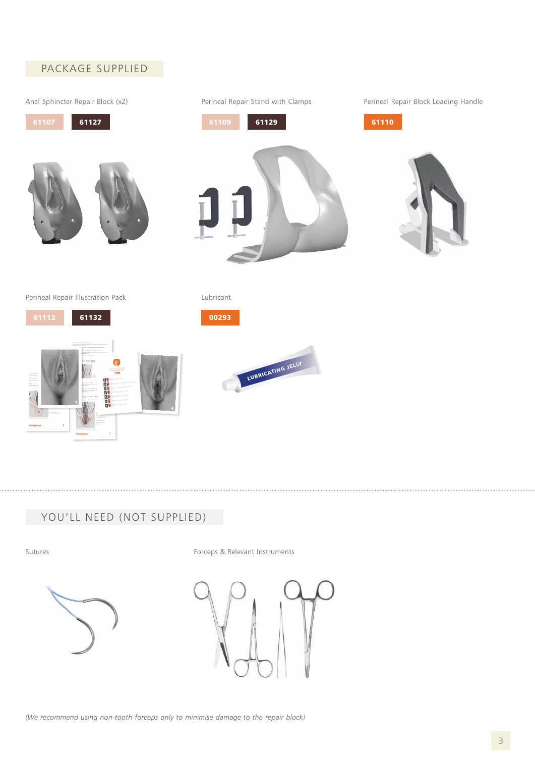## PACKAGE SUPPLIED

Anal Sphincter Repair Block (x2)

61107 61127

Perineal Repair Stand with Clamps

61109 61129

Perineal Repair Block Loading Handle

61110

Perineal Repair Illustration Pack

61112 61132

Lubricant

00293

## YOU'LL NEED (NOT SUPPLIED)

Sutures

Forceps & Relevant Instruments

*(We recommend using non-tooth forceps only to minimise damage to the repair block)*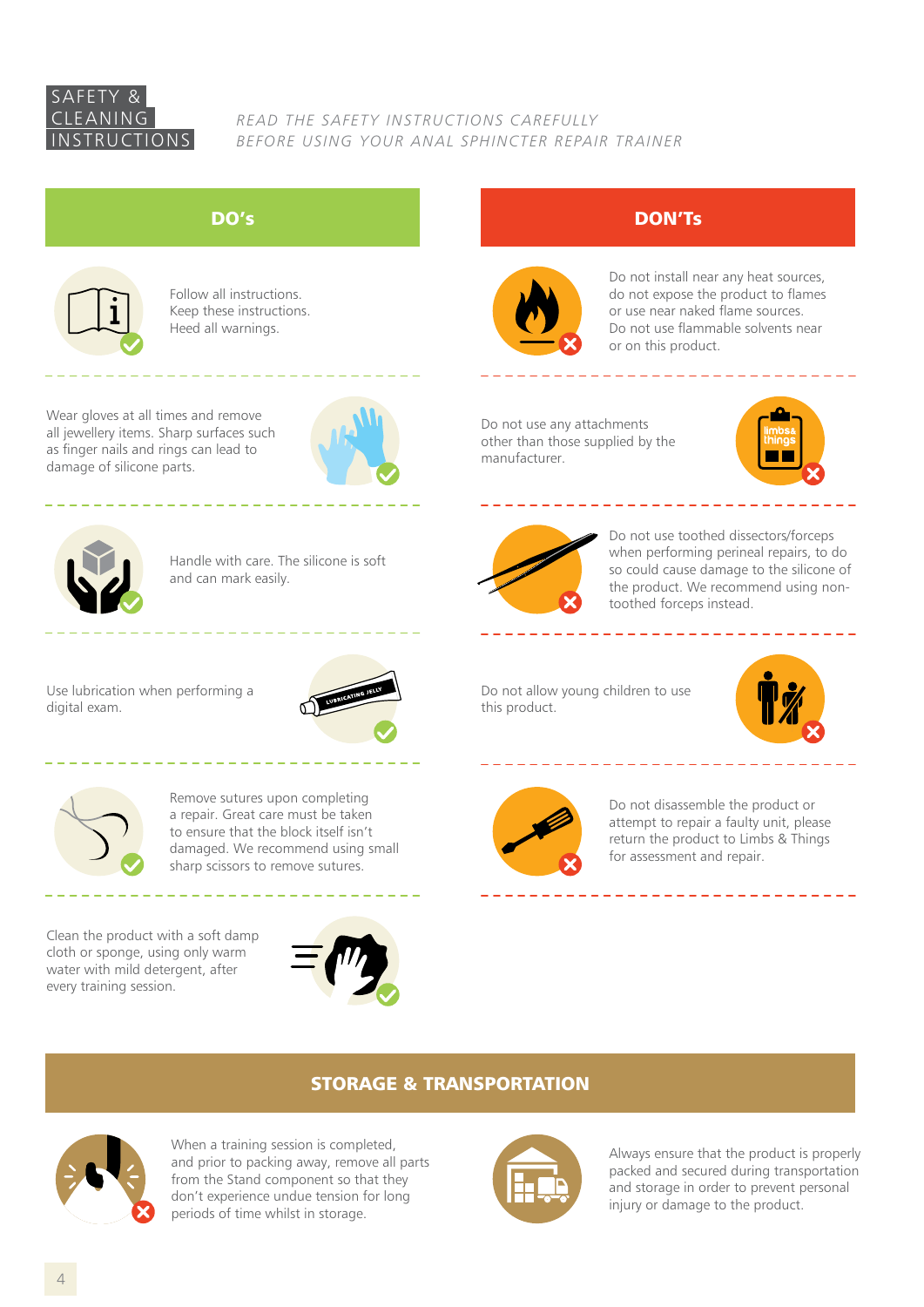# SAFETY & CLEANING INSTRUCTIONS

*READ THE SAFETY INSTRUCTIONS CAREFULLY BEFORE USING YOUR ANAL SPHINCTER REPAIR TRAINER*

## DO's

- Follow all instructions. Keep these instructions. Heed all warnings.
- Wear gloves at all times and remove all jewellery items. Sharp surfaces such as finger nails and rings can lead to damage of silicone parts.
- Handle with care. The silicone is soft and can mark easily.
- Use lubrication when performing a digital exam.
- Remove sutures upon completing a repair. Great care must be taken to ensure that the block itself isn't damaged. We recommend using small sharp scissors to remove sutures.
- Clean the product with a soft damp cloth or sponge, using only warm water with mild detergent, after every training session.

## DON'Ts

- Do not install near any heat sources, do not expose the product to flames or use near naked flame sources. Do not use flammable solvents near or on this product.
- Do not use any attachments other than those supplied by the manufacturer.
- Do not use toothed dissectors/forceps when performing perineal repairs, to do so could cause damage to the silicone of the product. We recommend using non-toothed forceps instead.
- Do not allow young children to use this product.
- Do not disassemble the product or attempt to repair a faulty unit, please return the product to Limbs & Things for assessment and repair.

## STORAGE & TRANSPORTATION

When a training session is completed, and prior to packing away, remove all parts from the Stand component so that they don't experience undue tension for long periods of time whilst in storage.

Always ensure that the product is properly packed and secured during transportation and storage in order to prevent personal injury or damage to the product.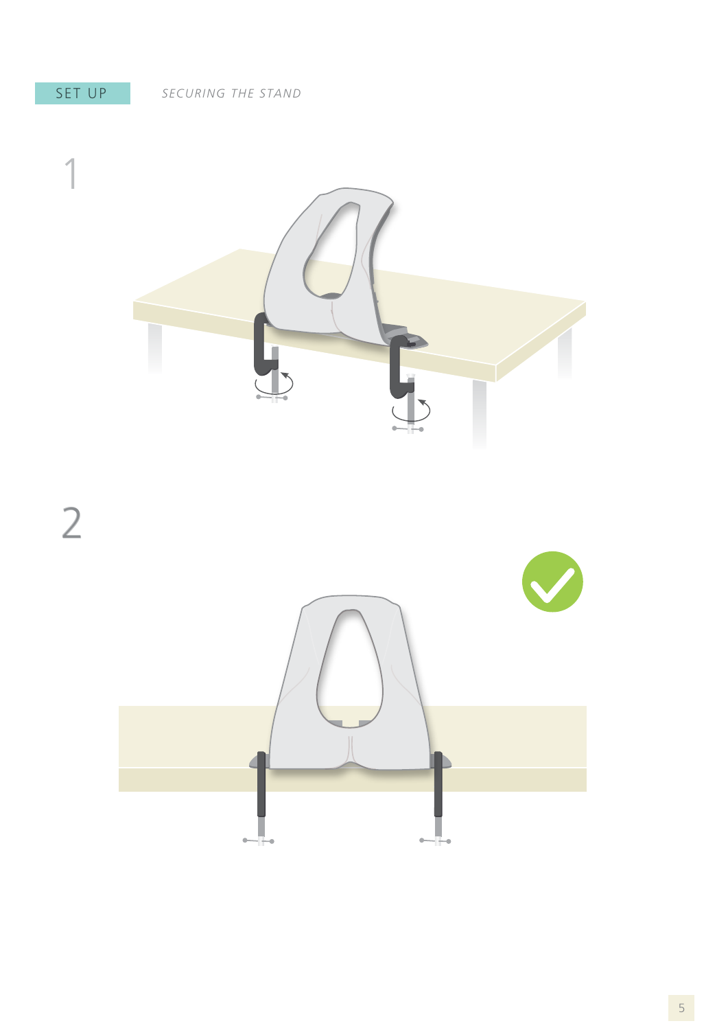SET UP

*SECURING THE STAND*

1

2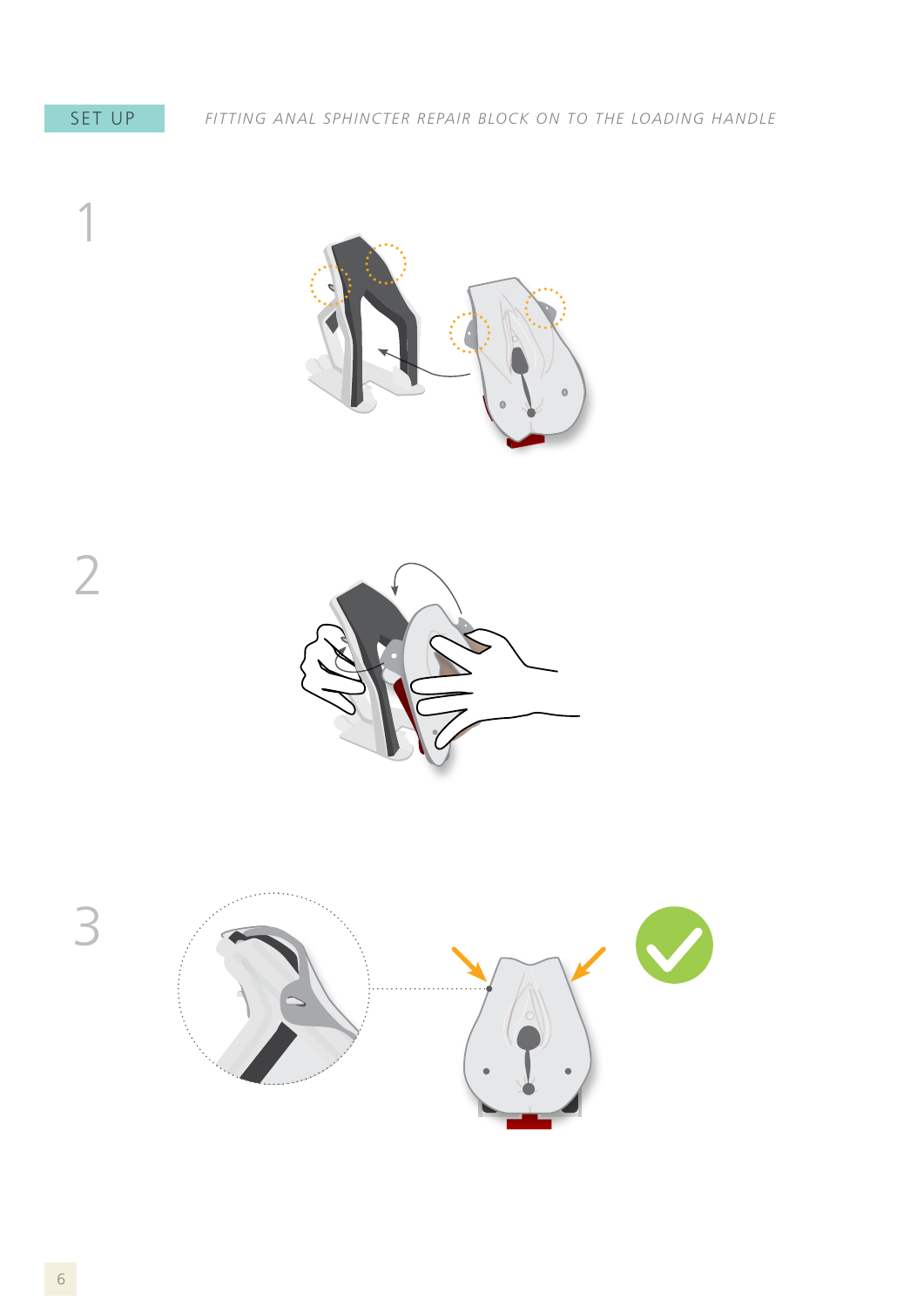SET UP

*FITTING ANAL SPHINCTER REPAIR BLOCK ON TO THE LOADING HANDLE*

1

2

3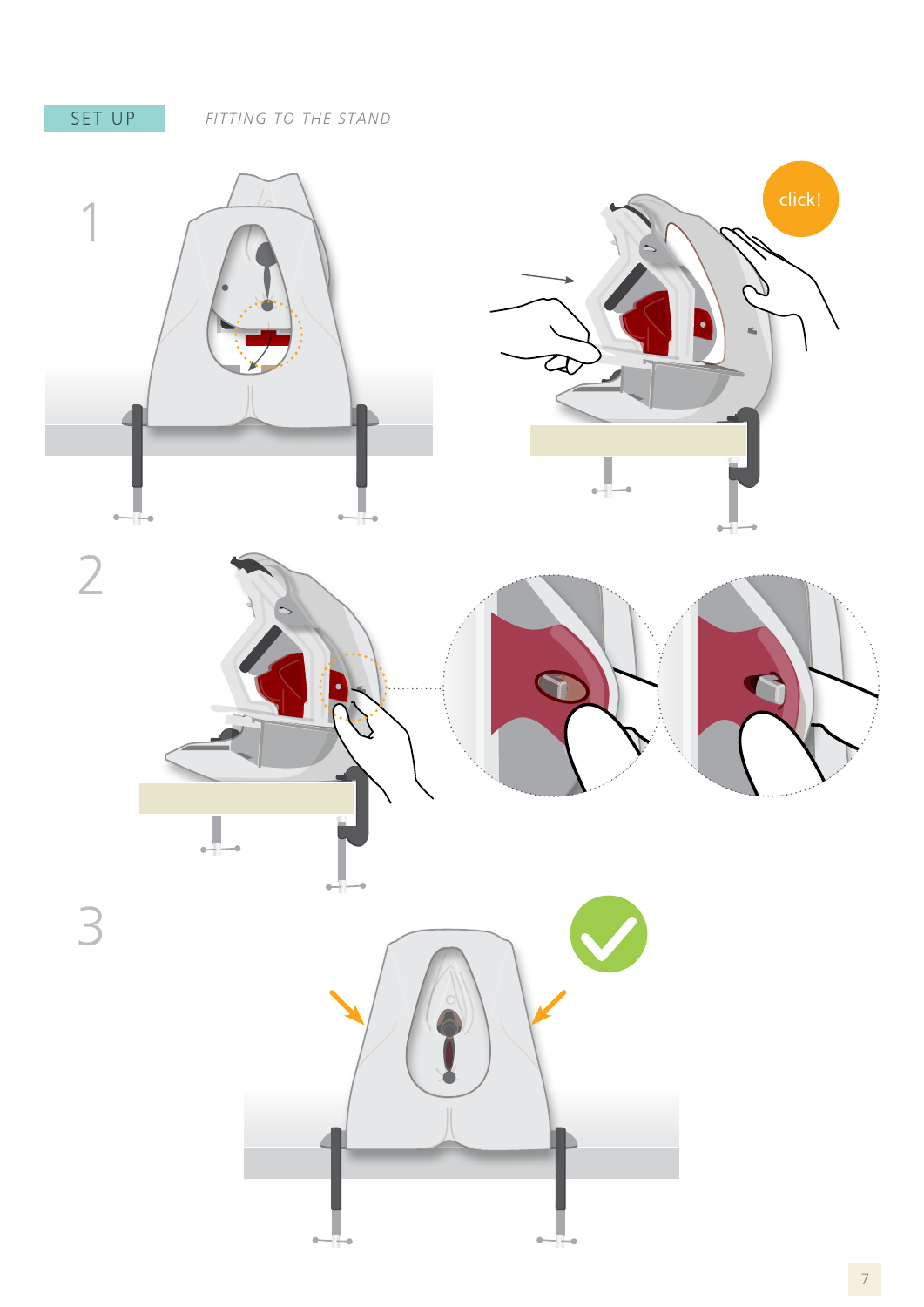SET UP

*FITTING TO THE STAND*

1

click!

2

3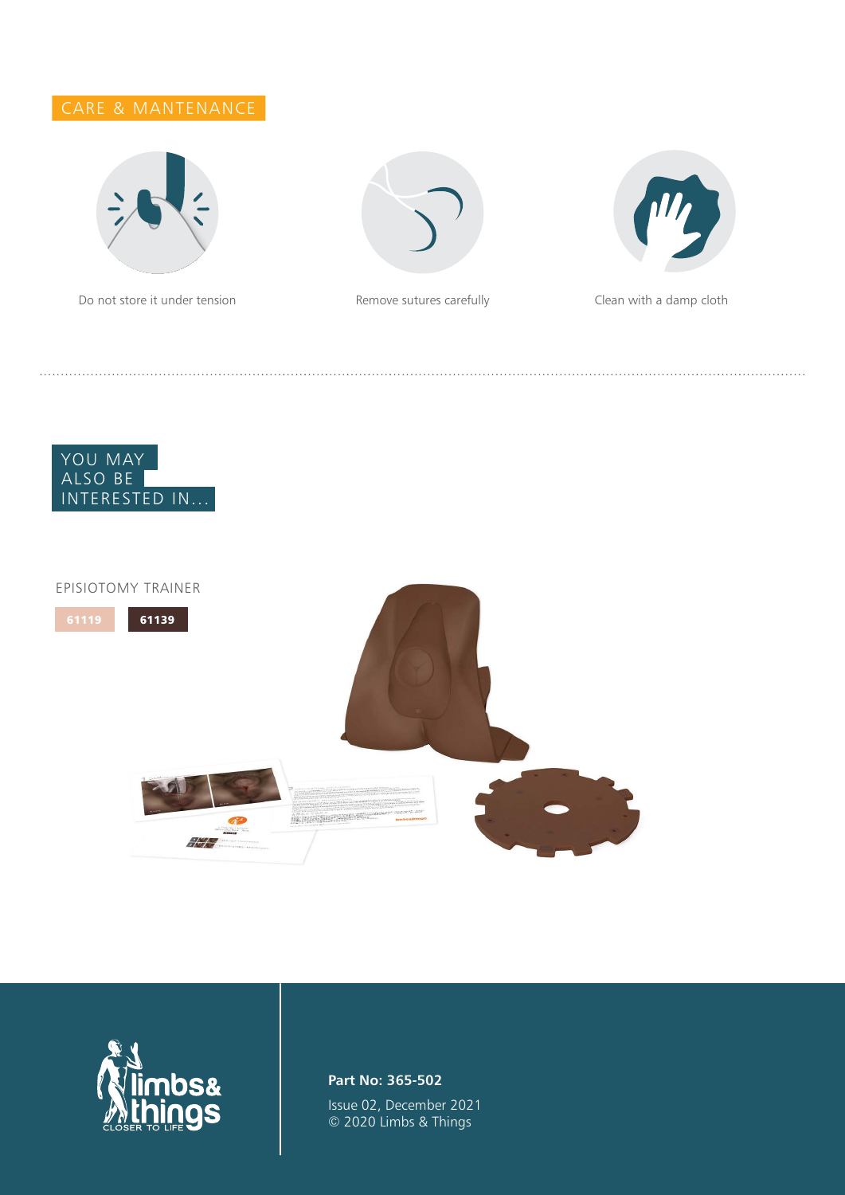## CARE & MANTENANCE

Do not store it under tension

Remove sutures carefully

Clean with a damp cloth

## YOU MAY ALSO BE INTERESTED IN...

EPISIOTOMY TRAINER

61119 61139

limbs&things CLOSER TO LIFE

**Part No: 365-502**

Issue 02, December 2021
© 2020 Limbs & Things